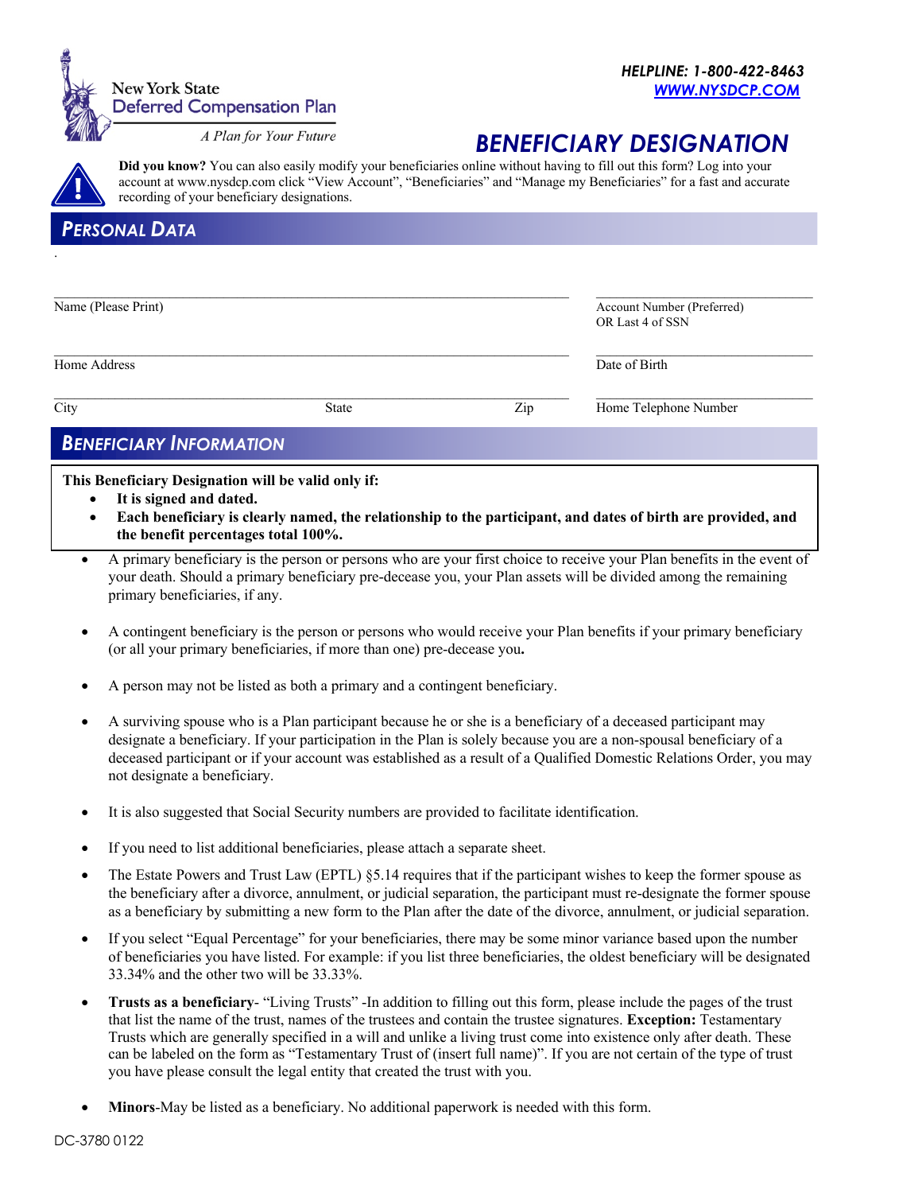New York State
Deferred Compensation Plan
*A Plan for Your Future*

***HELPLINE: 1-800-422-8463***
***WWW.NYSDCP.COM***

# BENEFICIARY DESIGNATION

**Did you know?** You can also easily modify your beneficiaries online without having to fill out this form? Log into your account at www.nysdcp.com click "View Account", "Beneficiaries" and "Manage my Beneficiaries" for a fast and accurate recording of your beneficiary designations.

## PERSONAL DATA

| | | | |
|---|---|---|---|
| Name (Please Print) | | | Account Number (Preferred) OR Last 4 of SSN |
| Home Address | | | Date of Birth |
| City | State | Zip | Home Telephone Number |

## BENEFICIARY INFORMATION

**This Beneficiary Designation will be valid only if:**

- **It is signed and dated.**
- **Each beneficiary is clearly named, the relationship to the participant, and dates of birth are provided, and the benefit percentages total 100%.**

- A primary beneficiary is the person or persons who are your first choice to receive your Plan benefits in the event of your death. Should a primary beneficiary pre-decease you, your Plan assets will be divided among the remaining primary beneficiaries, if any.
- A contingent beneficiary is the person or persons who would receive your Plan benefits if your primary beneficiary (or all your primary beneficiaries, if more than one) pre-decease you**.**
- A person may not be listed as both a primary and a contingent beneficiary.
- A surviving spouse who is a Plan participant because he or she is a beneficiary of a deceased participant may designate a beneficiary. If your participation in the Plan is solely because you are a non-spousal beneficiary of a deceased participant or if your account was established as a result of a Qualified Domestic Relations Order, you may not designate a beneficiary.
- It is also suggested that Social Security numbers are provided to facilitate identification.
- If you need to list additional beneficiaries, please attach a separate sheet.
- The Estate Powers and Trust Law (EPTL) §5.14 requires that if the participant wishes to keep the former spouse as the beneficiary after a divorce, annulment, or judicial separation, the participant must re-designate the former spouse as a beneficiary by submitting a new form to the Plan after the date of the divorce, annulment, or judicial separation.
- If you select "Equal Percentage" for your beneficiaries, there may be some minor variance based upon the number of beneficiaries you have listed. For example: if you list three beneficiaries, the oldest beneficiary will be designated 33.34% and the other two will be 33.33%.
- **Trusts as a beneficiary**- "Living Trusts" -In addition to filling out this form, please include the pages of the trust that list the name of the trust, names of the trustees and contain the trustee signatures. **Exception:** Testamentary Trusts which are generally specified in a will and unlike a living trust come into existence only after death. These can be labeled on the form as "Testamentary Trust of (insert full name)". If you are not certain of the type of trust you have please consult the legal entity that created the trust with you.
- **Minors**-May be listed as a beneficiary. No additional paperwork is needed with this form.

DC-3780 0122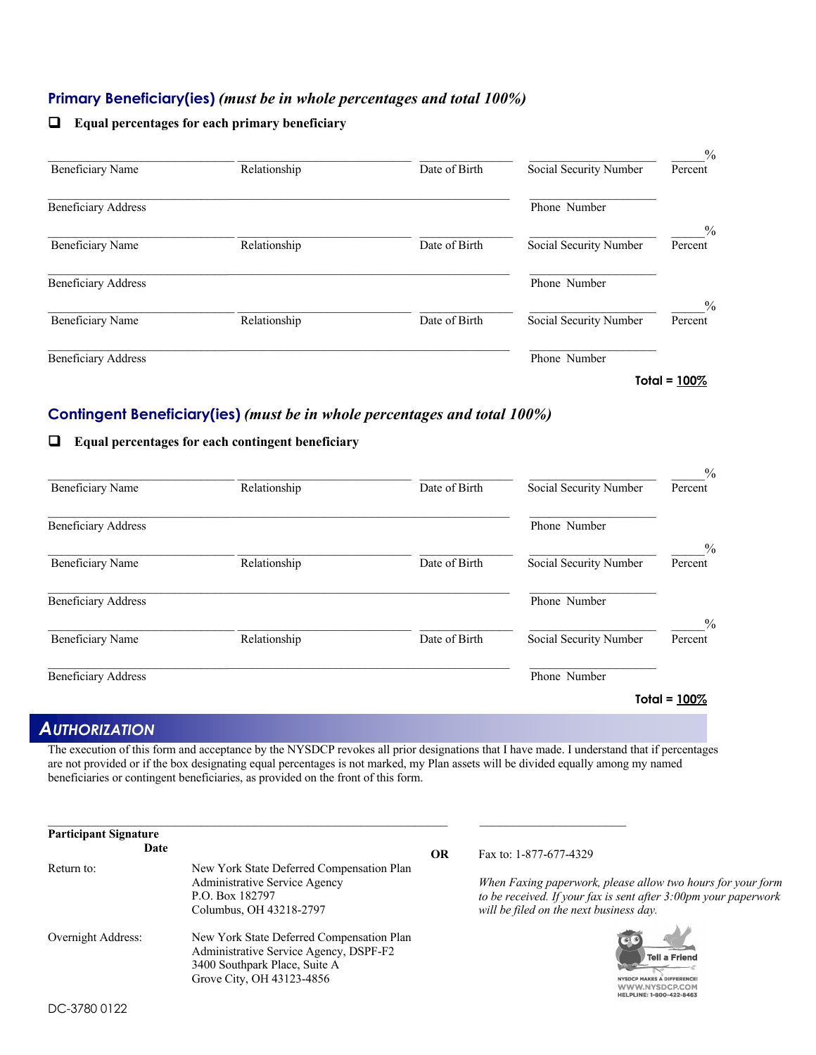## Primary Beneficiary(ies) *(must be in whole percentages and total 100%)*

☐ **Equal percentages for each primary beneficiary**

| | | | | |
|---|---|---|---|---|
| ______________________ | ______________________ | ____________ | ________________ | _____% |
| Beneficiary Name | Relationship | Date of Birth | Social Security Number | Percent |
| ______________________________________________ | | | ________________ | |
| Beneficiary Address | | | Phone Number | |
| ______________________ | ______________________ | ____________ | ________________ | _____% |
| Beneficiary Name | Relationship | Date of Birth | Social Security Number | Percent |
| ______________________________________________ | | | ________________ | |
| Beneficiary Address | | | Phone Number | |
| ______________________ | ______________________ | ____________ | ________________ | _____% |
| Beneficiary Name | Relationship | Date of Birth | Social Security Number | Percent |
| ______________________________________________ | | | ________________ | |
| Beneficiary Address | | | Phone Number | |

**Total = 100%**

## Contingent Beneficiary(ies) *(must be in whole percentages and total 100%)*

☐ **Equal percentages for each contingent beneficiary**

| | | | | |
|---|---|---|---|---|
| ______________________ | ______________________ | ____________ | ________________ | _____% |
| Beneficiary Name | Relationship | Date of Birth | Social Security Number | Percent |
| ______________________________________________ | | | ________________ | |
| Beneficiary Address | | | Phone Number | |
| ______________________ | ______________________ | ____________ | ________________ | _____% |
| Beneficiary Name | Relationship | Date of Birth | Social Security Number | Percent |
| ______________________________________________ | | | ________________ | |
| Beneficiary Address | | | Phone Number | |
| ______________________ | ______________________ | ____________ | ________________ | _____% |
| Beneficiary Name | Relationship | Date of Birth | Social Security Number | Percent |
| ______________________________________________ | | | ________________ | |
| Beneficiary Address | | | Phone Number | |

**Total = 100%**

## AUTHORIZATION

The execution of this form and acceptance by the NYSDCP revokes all prior designations that I have made. I understand that if percentages are not provided or if the box designating equal percentages is not marked, my Plan assets will be divided equally among my named beneficiaries or contingent beneficiaries, as provided on the front of this form.

______________________________________________ ____________________

**Participant Signature** **Date**

Return to:
New York State Deferred Compensation Plan
Administrative Service Agency
P.O. Box 182797
Columbus, OH 43218-2797

**OR**

Fax to: 1-877-677-4329

*When Faxing paperwork, please allow two hours for your form to be received. If your fax is sent after 3:00pm your paperwork will be filed on the next business day.*

Overnight Address:
New York State Deferred Compensation Plan
Administrative Service Agency, DSPF-F2
3400 Southpark Place, Suite A
Grove City, OH 43123-4856

Tell a Friend
NYSDCP MAKES A DIFFERENCE!
WWW.NYSDCP.COM
HELPLINE: 1-800-422-8463

DC-3780 0122